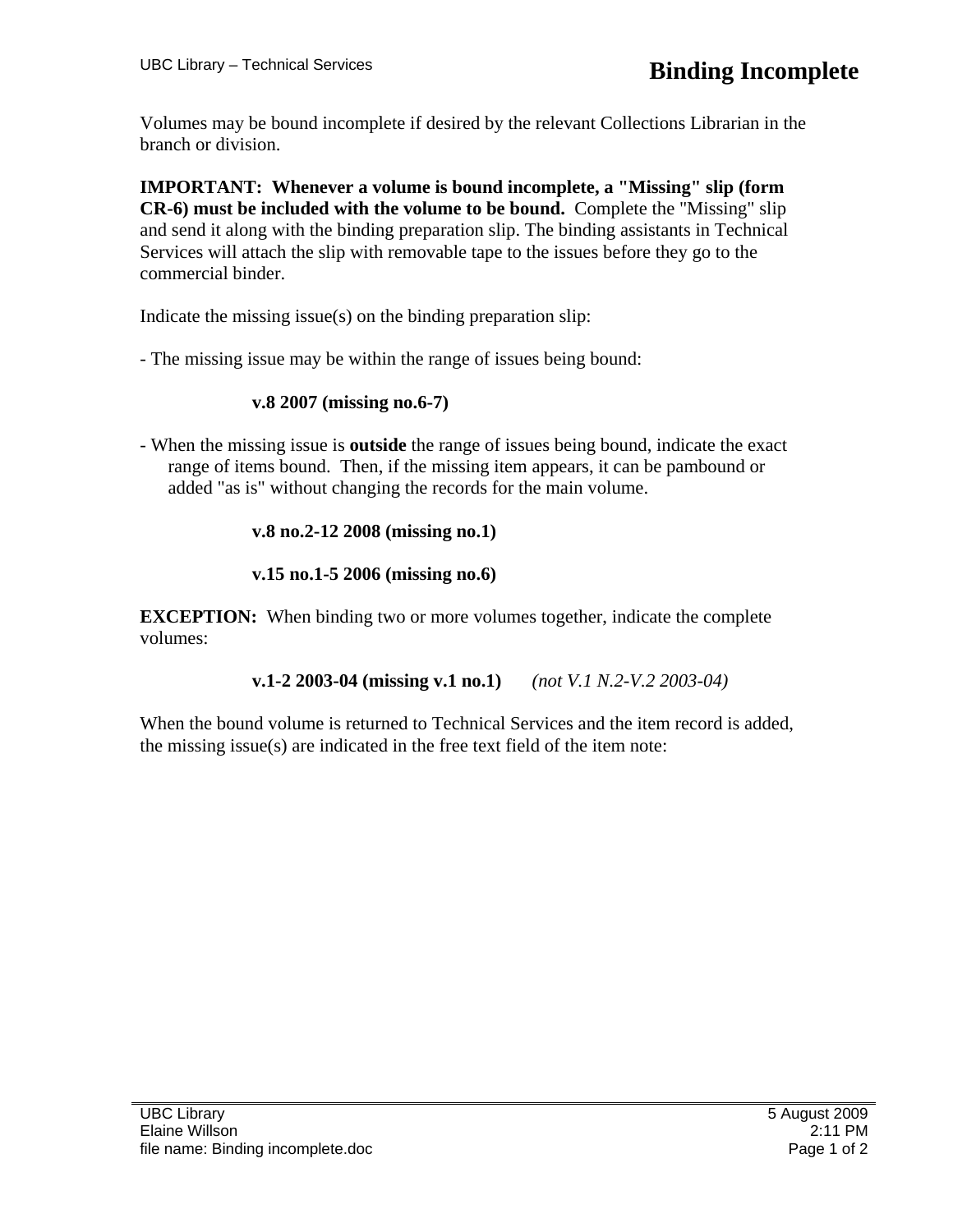# Binding Incomplete

Volumes may be bound incomplete if desired by the relevant Collections Librarian in the branch or division.

**IMPORTANT: Whenever a volume is bound incomplete, a "Missing" slip (form CR-6) must be included with the volume to be bound.** Complete the "Missing" slip and send it along with the binding preparation slip. The binding assistants in Technical Services will attach the slip with removable tape to the issues before they go to the commercial binder.

Indicate the missing issue(s) on the binding preparation slip:

- The missing issue may be within the range of issues being bound:

  **v.8 2007 (missing no.6-7)**

- When the missing issue is **outside** the range of issues being bound, indicate the exact range of items bound. Then, if the missing item appears, it can be pambound or added "as is" without changing the records for the main volume.

  **v.8 no.2-12 2008 (missing no.1)**

  **v.15 no.1-5 2006 (missing no.6)**

**EXCEPTION:** When binding two or more volumes together, indicate the complete volumes:

**v.1-2 2003-04 (missing v.1 no.1)** *(not V.1 N.2-V.2 2003-04)*

When the bound volume is returned to Technical Services and the item record is added, the missing issue(s) are indicated in the free text field of the item note: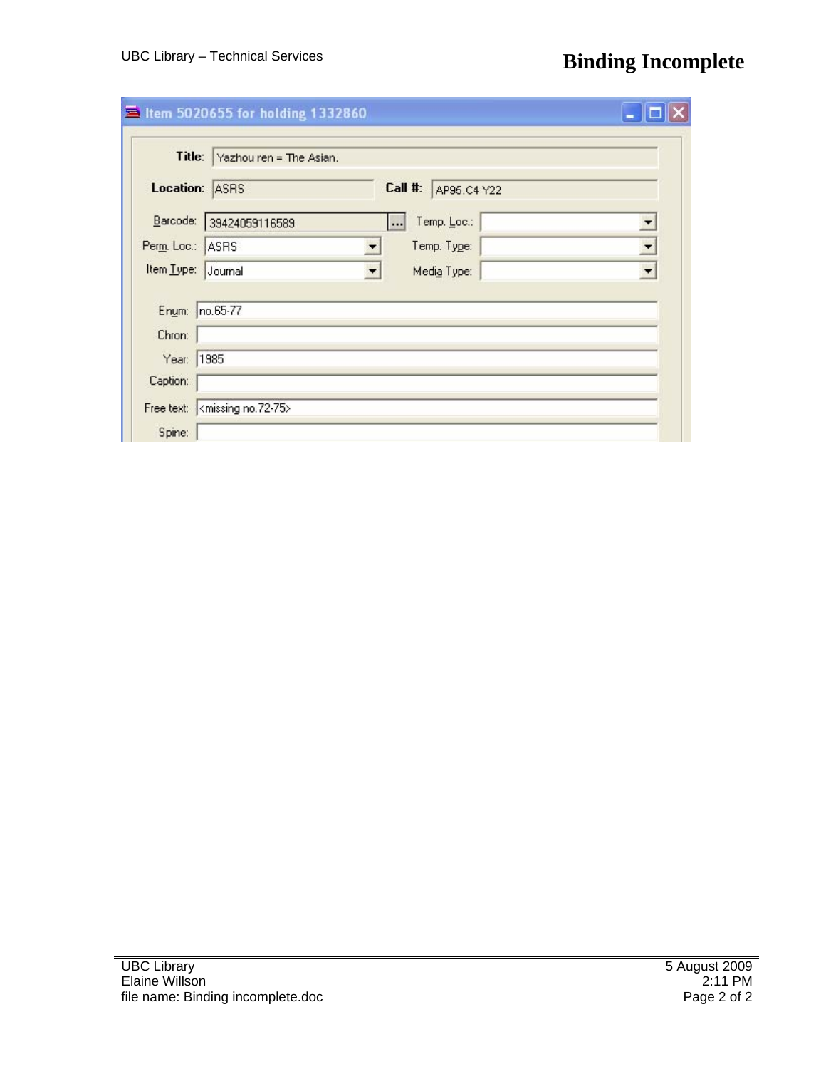Item 5020655 for holding 1332860

| | |
|---|---|
| Title: | Yazhou ren = The Asian. |
| Location: | ASRS |
| Call #: | AP95.C4 Y22 |
| Barcode: | 39424059116589 |
| Temp. Loc.: | |
| Perm. Loc.: | ASRS |
| Temp. Type: | |
| Item Type: | Journal |
| Media Type: | |
| Enum: | no.65-77 |
| Chron: | |
| Year: | 1985 |
| Caption: | |
| Free text: | <missing no.72-75> |
| Spine: | |